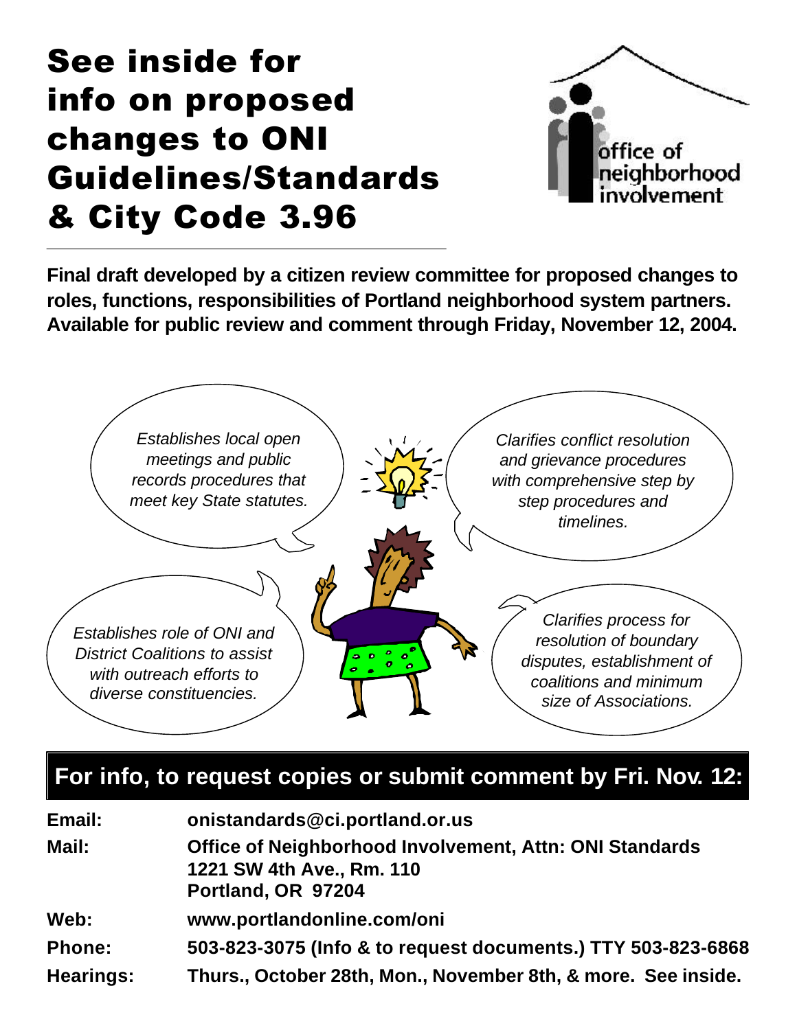# See inside for info on proposed changes to ONI Guidelines/Standards & City Code 3.96

office of neighborhood involvement

---

**Final draft developed by a citizen review committee for proposed changes to roles, functions, responsibilities of Portland neighborhood system partners. Available for public review and comment through Friday, November 12, 2004.**

*Establishes local open meetings and public records procedures that meet key State statutes.*

*Clarifies conflict resolution and grievance procedures with comprehensive step by step procedures and timelines.*

*Establishes role of ONI and District Coalitions to assist with outreach efforts to diverse constituencies.*

*Clarifies process for resolution of boundary disputes, establishment of coalitions and minimum size of Associations.*

## For info, to request copies or submit comment by Fri. Nov. 12:

| | |
|---|---|
| **Email:** | **onistandards@ci.portland.or.us** |
| **Mail:** | **Office of Neighborhood Involvement, Attn: ONI Standards**<br>**1221 SW 4th Ave., Rm. 110**<br>**Portland, OR 97204** |
| **Web:** | **www.portlandonline.com/oni** |
| **Phone:** | **503-823-3075 (Info & to request documents.) TTY 503-823-6868** |
| **Hearings:** | **Thurs., October 28th, Mon., November 8th, & more. See inside.** |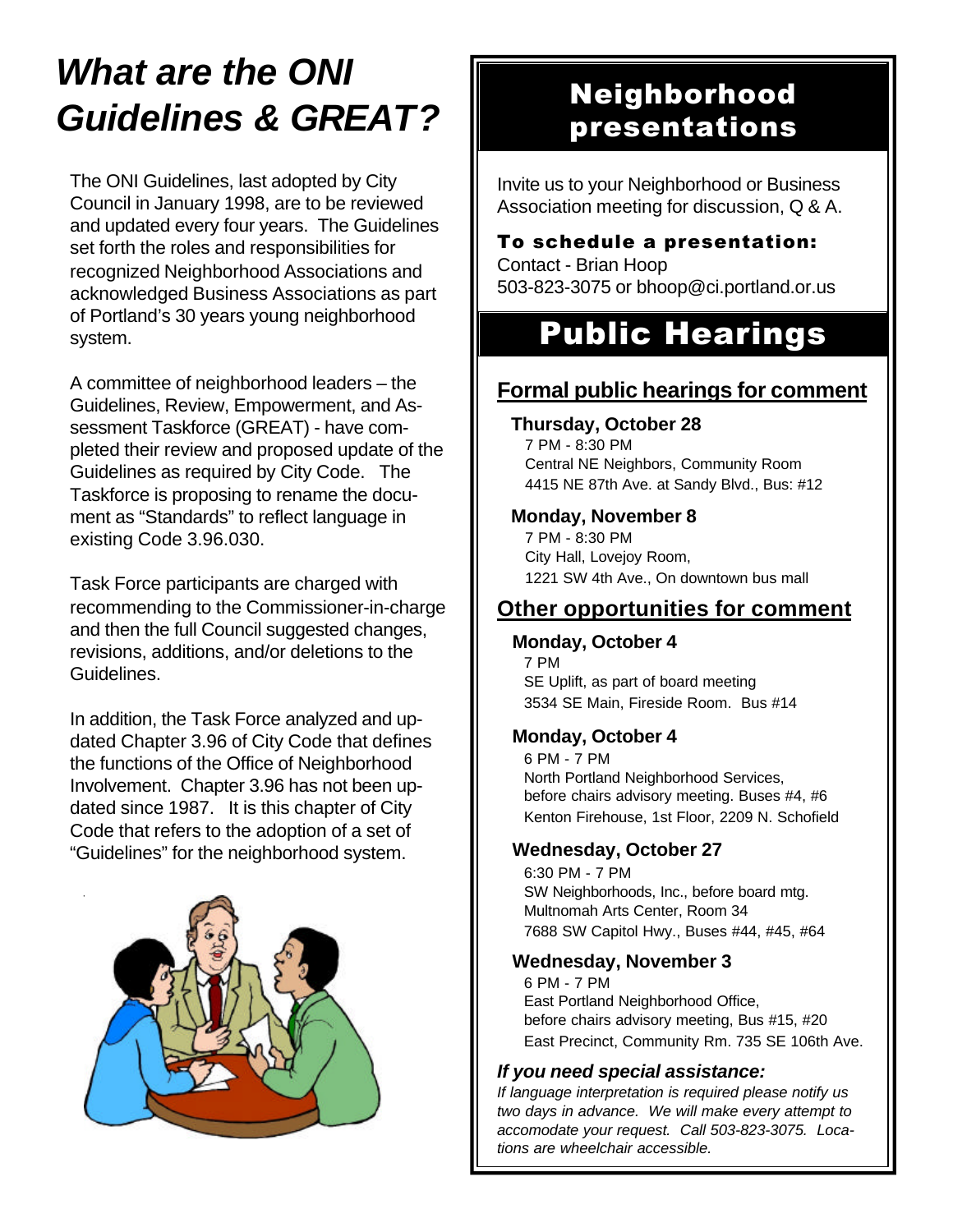# What are the ONI Guidelines & GREAT?

The ONI Guidelines, last adopted by City Council in January 1998, are to be reviewed and updated every four years. The Guidelines set forth the roles and responsibilities for recognized Neighborhood Associations and acknowledged Business Associations as part of Portland's 30 years young neighborhood system.

A committee of neighborhood leaders – the Guidelines, Review, Empowerment, and Assessment Taskforce (GREAT) - have completed their review and proposed update of the Guidelines as required by City Code. The Taskforce is proposing to rename the document as "Standards" to reflect language in existing Code 3.96.030.

Task Force participants are charged with recommending to the Commissioner-in-charge and then the full Council suggested changes, revisions, additions, and/or deletions to the Guidelines.

In addition, the Task Force analyzed and updated Chapter 3.96 of City Code that defines the functions of the Office of Neighborhood Involvement. Chapter 3.96 has not been updated since 1987. It is this chapter of City Code that refers to the adoption of a set of "Guidelines" for the neighborhood system.

# Neighborhood presentations

Invite us to your Neighborhood or Business Association meeting for discussion, Q & A.

**To schedule a presentation:**
Contact - Brian Hoop
503-823-3075 or bhoop@ci.portland.or.us

# Public Hearings

## Formal public hearings for comment

**Thursday, October 28**
7 PM - 8:30 PM
Central NE Neighbors, Community Room
4415 NE 87th Ave. at Sandy Blvd., Bus: #12

**Monday, November 8**
7 PM - 8:30 PM
City Hall, Lovejoy Room,
1221 SW 4th Ave., On downtown bus mall

## Other opportunities for comment

**Monday, October 4**
7 PM
SE Uplift, as part of board meeting
3534 SE Main, Fireside Room. Bus #14

**Monday, October 4**
6 PM - 7 PM
North Portland Neighborhood Services,
before chairs advisory meeting. Buses #4, #6
Kenton Firehouse, 1st Floor, 2209 N. Schofield

**Wednesday, October 27**
6:30 PM - 7 PM
SW Neighborhoods, Inc., before board mtg.
Multnomah Arts Center, Room 34
7688 SW Capitol Hwy., Buses #44, #45, #64

**Wednesday, November 3**
6 PM - 7 PM
East Portland Neighborhood Office,
before chairs advisory meeting, Bus #15, #20
East Precinct, Community Rm. 735 SE 106th Ave.

***If you need special assistance:***

*If language interpretation is required please notify us two days in advance. We will make every attempt to accomodate your request. Call 503-823-3075. Locations are wheelchair accessible.*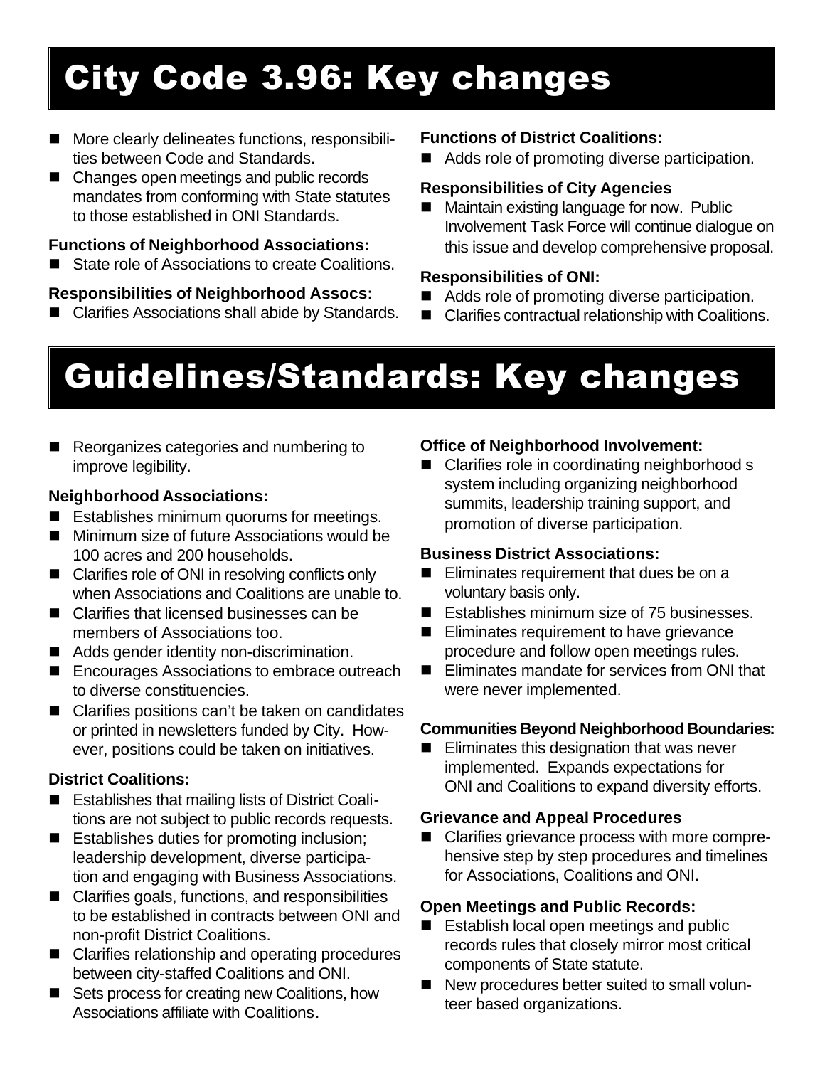# City Code 3.96: Key changes

- More clearly delineates functions, responsibilities between Code and Standards.
- Changes open meetings and public records mandates from conforming with State statutes to those established in ONI Standards.

**Functions of Neighborhood Associations:**

- State role of Associations to create Coalitions.

**Responsibilities of Neighborhood Assocs:**

- Clarifies Associations shall abide by Standards.

**Functions of District Coalitions:**

- Adds role of promoting diverse participation.

**Responsibilities of City Agencies**

- Maintain existing language for now. Public Involvement Task Force will continue dialogue on this issue and develop comprehensive proposal.

**Responsibilities of ONI:**

- Adds role of promoting diverse participation.
- Clarifies contractual relationship with Coalitions.

# Guidelines/Standards: Key changes

- Reorganizes categories and numbering to improve legibility.

**Neighborhood Associations:**

- Establishes minimum quorums for meetings.
- Minimum size of future Associations would be 100 acres and 200 households.
- Clarifies role of ONI in resolving conflicts only when Associations and Coalitions are unable to.
- Clarifies that licensed businesses can be members of Associations too.
- Adds gender identity non-discrimination.
- Encourages Associations to embrace outreach to diverse constituencies.
- Clarifies positions can't be taken on candidates or printed in newsletters funded by City. However, positions could be taken on initiatives.

**District Coalitions:**

- Establishes that mailing lists of District Coalitions are not subject to public records requests.
- Establishes duties for promoting inclusion; leadership development, diverse participation and engaging with Business Associations.
- Clarifies goals, functions, and responsibilities to be established in contracts between ONI and non-profit District Coalitions.
- Clarifies relationship and operating procedures between city-staffed Coalitions and ONI.
- Sets process for creating new Coalitions, how Associations affiliate with Coalitions.

**Office of Neighborhood Involvement:**

- Clarifies role in coordinating neighborhood s system including organizing neighborhood summits, leadership training support, and promotion of diverse participation.

**Business District Associations:**

- Eliminates requirement that dues be on a voluntary basis only.
- Establishes minimum size of 75 businesses.
- Eliminates requirement to have grievance procedure and follow open meetings rules.
- Eliminates mandate for services from ONI that were never implemented.

**Communities Beyond Neighborhood Boundaries:**

- Eliminates this designation that was never implemented. Expands expectations for ONI and Coalitions to expand diversity efforts.

**Grievance and Appeal Procedures**

- Clarifies grievance process with more comprehensive step by step procedures and timelines for Associations, Coalitions and ONI.

**Open Meetings and Public Records:**

- Establish local open meetings and public records rules that closely mirror most critical components of State statute.
- New procedures better suited to small volunteer based organizations.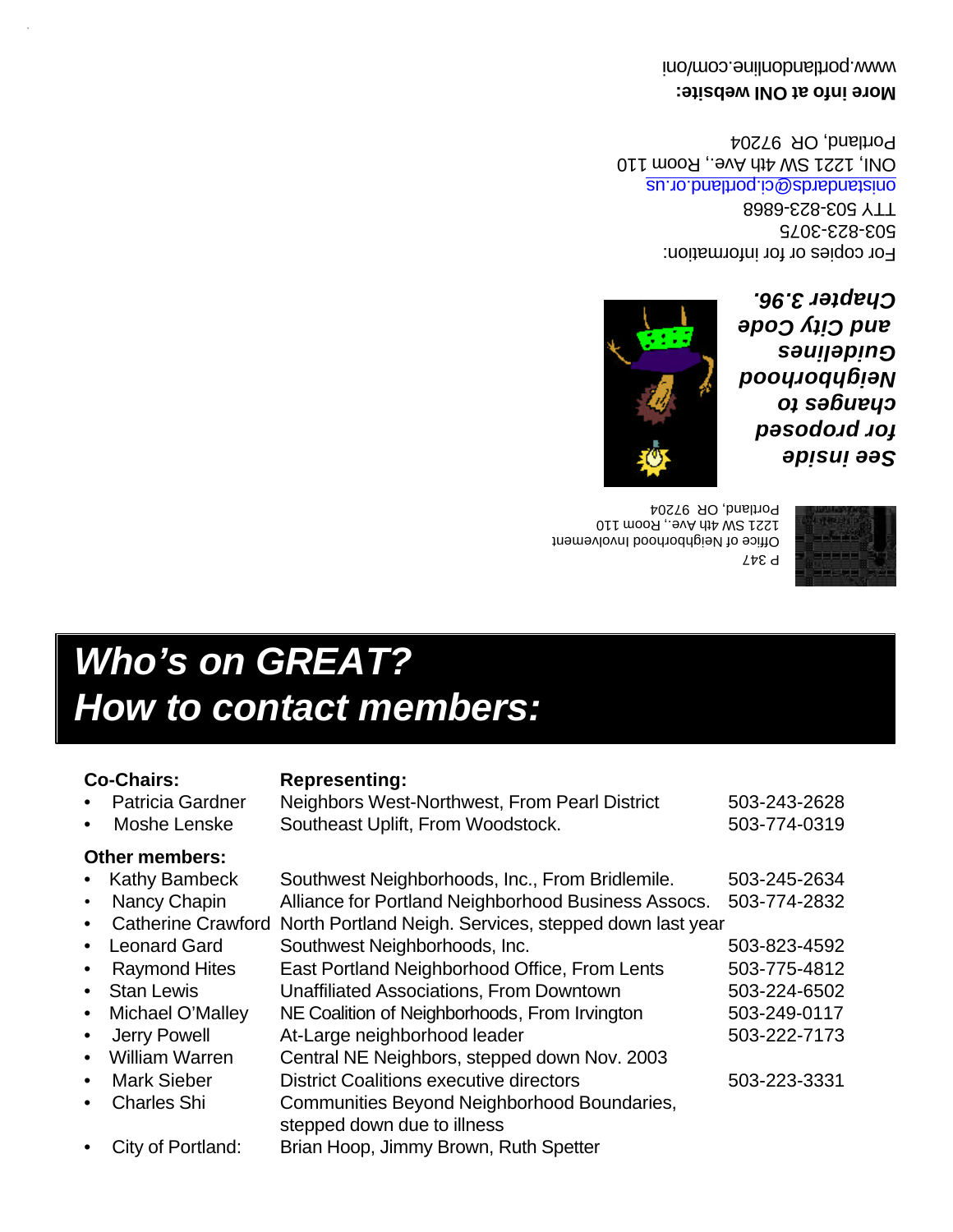P 347
Office of Neighborhood Involvement
1221 SW 4th Ave., Room 110
Portland, OR 97204

***See inside for proposed changes to Neighborhood Guidelines and City Code Chapter 3.96.***

For copies or for information:
503-823-3075
TTY 503-823-6868
onistandards@ci.portland.or.us
ONI, 1221 SW 4th Ave., Room 110
Portland, OR 97204

**More info at ONI website:**
www.portlandonline.com/oni

# *Who's on GREAT?*
# *How to contact members:*

| | | |
|---|---|---|
| **Co-Chairs:** | **Representing:** | |
| • Patricia Gardner | Neighbors West-Northwest, From Pearl District | 503-243-2628 |
| • Moshe Lenske | Southeast Uplift, From Woodstock. | 503-774-0319 |
| **Other members:** | | |
| • Kathy Bambeck | Southwest Neighborhoods, Inc., From Bridlemile. | 503-245-2634 |
| • Nancy Chapin | Alliance for Portland Neighborhood Business Assocs. | 503-774-2832 |
| • Catherine Crawford | North Portland Neigh. Services, stepped down last year | |
| • Leonard Gard | Southwest Neighborhoods, Inc. | 503-823-4592 |
| • Raymond Hites | East Portland Neighborhood Office, From Lents | 503-775-4812 |
| • Stan Lewis | Unaffiliated Associations, From Downtown | 503-224-6502 |
| • Michael O'Malley | NE Coalition of Neighborhoods, From Irvington | 503-249-0117 |
| • Jerry Powell | At-Large neighborhood leader | 503-222-7173 |
| • William Warren | Central NE Neighbors, stepped down Nov. 2003 | |
| • Mark Sieber | District Coalitions executive directors | 503-223-3331 |
| • Charles Shi | Communities Beyond Neighborhood Boundaries, stepped down due to illness | |
| • City of Portland: | Brian Hoop, Jimmy Brown, Ruth Spetter | |